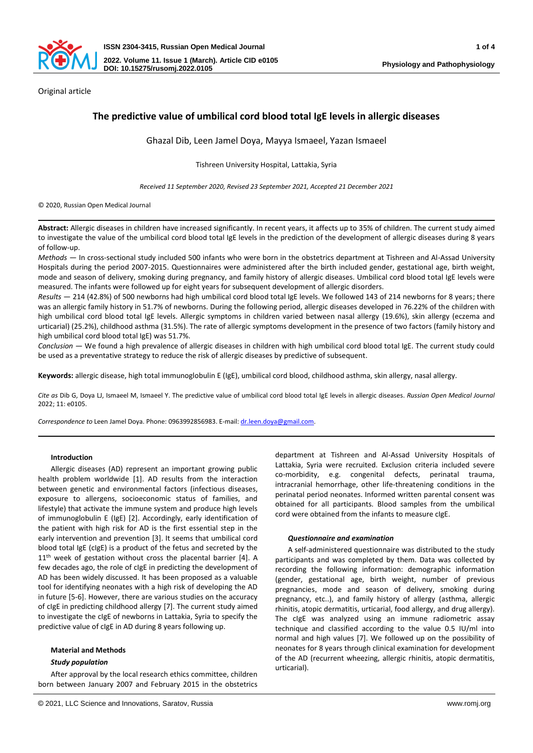Original article

# The predictive value of umbilical cord blood total IgE levels in allergic diseases

Ghazal Dib, Leen Jamel Doya, Mayya Ismaeel, Yazan Ismaeel

Tishreen University Hospital, Lattakia, Syria

*Received 11 September 2020, Revised 23 September 2021, Accepted 21 December 2021*

© 2020, Russian Open Medical Journal

---

**Abstract:** Allergic diseases in children have increased significantly. In recent years, it affects up to 35% of children. The current study aimed to investigate the value of the umbilical cord blood total IgE levels in the prediction of the development of allergic diseases during 8 years of follow-up.

*Methods* — In cross-sectional study included 500 infants who were born in the obstetrics department at Tishreen and Al-Assad University Hospitals during the period 2007-2015. Questionnaires were administered after the birth included gender, gestational age, birth weight, mode and season of delivery, smoking during pregnancy, and family history of allergic diseases. Umbilical cord blood total IgE levels were measured. The infants were followed up for eight years for subsequent development of allergic disorders.

*Results* — 214 (42.8%) of 500 newborns had high umbilical cord blood total IgE levels. We followed 143 of 214 newborns for 8 years; there was an allergic family history in 51.7% of newborns. During the following period, allergic diseases developed in 76.22% of the children with high umbilical cord blood total IgE levels. Allergic symptoms in children varied between nasal allergy (19.6%), skin allergy (eczema and urticarial) (25.2%), childhood asthma (31.5%). The rate of allergic symptoms development in the presence of two factors (family history and high umbilical cord blood total IgE) was 51.7%.

*Conclusion* — We found a high prevalence of allergic diseases in children with high umbilical cord blood total IgE. The current study could be used as a preventative strategy to reduce the risk of allergic diseases by predictive of subsequent.

**Keywords:** allergic disease, high total immunoglobulin E (IgE), umbilical cord blood, childhood asthma, skin allergy, nasal allergy.

*Cite as* Dib G, Doya LJ, Ismaeel M, Ismaeel Y. The predictive value of umbilical cord blood total IgE levels in allergic diseases. *Russian Open Medical Journal* 2022; 11: e0105.

*Correspondence to* Leen Jamel Doya. Phone: 0963992856983. E-mail: dr.leen.doya@gmail.com.

---

## Introduction

Allergic diseases (AD) represent an important growing public health problem worldwide [1]. AD results from the interaction between genetic and environmental factors (infectious diseases, exposure to allergens, socioeconomic status of families, and lifestyle) that activate the immune system and produce high levels of immunoglobulin E (IgE) [2]. Accordingly, early identification of the patient with high risk for AD is the first essential step in the early intervention and prevention [3]. It seems that umbilical cord blood total IgE (cIgE) is a product of the fetus and secreted by the 11th week of gestation without cross the placental barrier [4]. A few decades ago, the role of cIgE in predicting the development of AD has been widely discussed. It has been proposed as a valuable tool for identifying neonates with a high risk of developing the AD in future [5-6]. However, there are various studies on the accuracy of cIgE in predicting childhood allergy [7]. The current study aimed to investigate the cIgE of newborns in Lattakia, Syria to specify the predictive value of cIgE in AD during 8 years following up.

## Material and Methods

### *Study population*

After approval by the local research ethics committee, children born between January 2007 and February 2015 in the obstetrics department at Tishreen and Al-Assad University Hospitals of Lattakia, Syria were recruited. Exclusion criteria included severe co-morbidity, e.g. congenital defects, perinatal trauma, intracranial hemorrhage, other life-threatening conditions in the perinatal period neonates. Informed written parental consent was obtained for all participants. Blood samples from the umbilical cord were obtained from the infants to measure cIgE.

### *Questionnaire and examination*

A self-administered questionnaire was distributed to the study participants and was completed by them. Data was collected by recording the following information: demographic information (gender, gestational age, birth weight, number of previous pregnancies, mode and season of delivery, smoking during pregnancy, etc..), and family history of allergy (asthma, allergic rhinitis, atopic dermatitis, urticarial, food allergy, and drug allergy). The cIgE was analyzed using an immune radiometric assay technique and classified according to the value 0.5 IU/ml into normal and high values [7]. We followed up on the possibility of neonates for 8 years through clinical examination for development of the AD (recurrent wheezing, allergic rhinitis, atopic dermatitis, urticarial).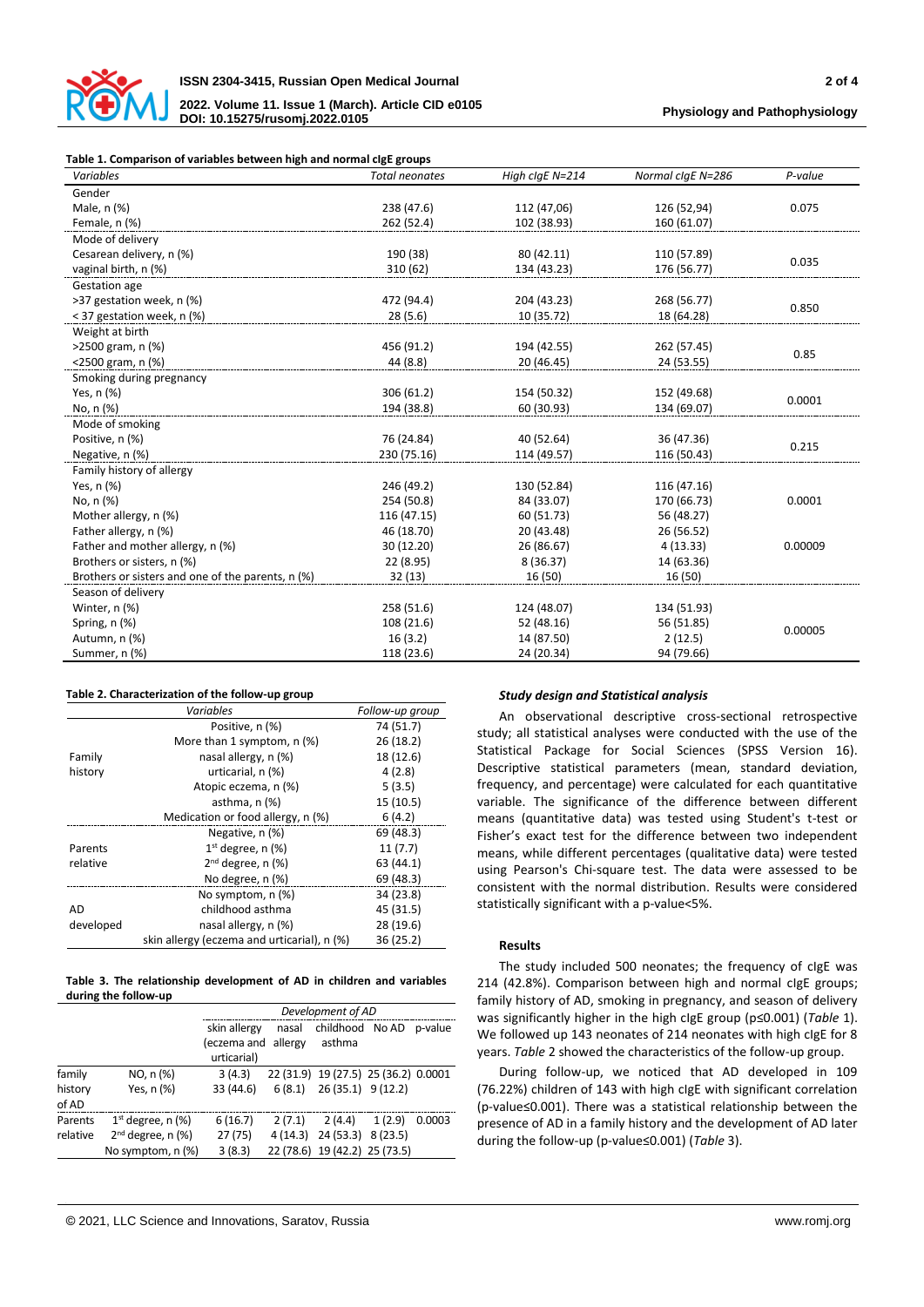**Table 1. Comparison of variables between high and normal cIgE groups**

| *Variables* | *Total neonates* | *High cIgE N=214* | *Normal cIgE N=286* | *P-value* |
|---|---|---|---|---|
| Gender | | | | |
| Male, n (%) | 238 (47.6) | 112 (47,06) | 126 (52,94) | 0.075 |
| Female, n (%) | 262 (52.4) | 102 (38.93) | 160 (61.07) | |
| Mode of delivery | | | | |
| Cesarean delivery, n (%) | 190 (38) | 80 (42.11) | 110 (57.89) | 0.035 |
| vaginal birth, n (%) | 310 (62) | 134 (43.23) | 176 (56.77) | |
| Gestation age | | | | |
| >37 gestation week, n (%) | 472 (94.4) | 204 (43.23) | 268 (56.77) | 0.850 |
| < 37 gestation week, n (%) | 28 (5.6) | 10 (35.72) | 18 (64.28) | |
| Weight at birth | | | | |
| >2500 gram, n (%) | 456 (91.2) | 194 (42.55) | 262 (57.45) | 0.85 |
| <2500 gram, n (%) | 44 (8.8) | 20 (46.45) | 24 (53.55) | |
| Smoking during pregnancy | | | | |
| Yes, n (%) | 306 (61.2) | 154 (50.32) | 152 (49.68) | 0.0001 |
| No, n (%) | 194 (38.8) | 60 (30.93) | 134 (69.07) | |
| Mode of smoking | | | | |
| Positive, n (%) | 76 (24.84) | 40 (52.64) | 36 (47.36) | 0.215 |
| Negative, n (%) | 230 (75.16) | 114 (49.57) | 116 (50.43) | |
| Family history of allergy | | | | |
| Yes, n (%) | 246 (49.2) | 130 (52.84) | 116 (47.16) | |
| No, n (%) | 254 (50.8) | 84 (33.07) | 170 (66.73) | 0.0001 |
| Mother allergy, n (%) | 116 (47.15) | 60 (51.73) | 56 (48.27) | |
| Father allergy, n (%) | 46 (18.70) | 20 (43.48) | 26 (56.52) | |
| Father and mother allergy, n (%) | 30 (12.20) | 26 (86.67) | 4 (13.33) | 0.00009 |
| Brothers or sisters, n (%) | 22 (8.95) | 8 (36.37) | 14 (63.36) | |
| Brothers or sisters and one of the parents, n (%) | 32 (13) | 16 (50) | 16 (50) | |
| Season of delivery | | | | |
| Winter, n (%) | 258 (51.6) | 124 (48.07) | 134 (51.93) | |
| Spring, n (%) | 108 (21.6) | 52 (48.16) | 56 (51.85) | 0.00005 |
| Autumn, n (%) | 16 (3.2) | 14 (87.50) | 2 (12.5) | |
| Summer, n (%) | 118 (23.6) | 24 (20.34) | 94 (79.66) | |

**Table 2. Characterization of the follow-up group**

| | *Variables* | *Follow-up group* |
|---|---|---|
| Family history | Positive, n (%) | 74 (51.7) |
| | More than 1 symptom, n (%) | 26 (18.2) |
| | nasal allergy, n (%) | 18 (12.6) |
| | urticarial, n (%) | 4 (2.8) |
| | Atopic eczema, n (%) | 5 (3.5) |
| | asthma, n (%) | 15 (10.5) |
| | Medication or food allergy, n (%) | 6 (4.2) |
| Parents relative | Negative, n (%) | 69 (48.3) |
| | $1^{st}$ degree, n (%) | 11 (7.7) |
| | $2^{nd}$ degree, n (%) | 63 (44.1) |
| | No degree, n (%) | 69 (48.3) |
| AD developed | No symptom, n (%) | 34 (23.8) |
| | childhood asthma | 45 (31.5) |
| | nasal allergy, n (%) | 28 (19.6) |
| | skin allergy (eczema and urticarial), n (%) | 36 (25.2) |

**Table 3. The relationship development of AD in children and variables during the follow-up**

| | | *Development of AD* | | | | |
|---|---|---|---|---|---|---|
| | | skin allergy (eczema and urticarial) | nasal allergy | childhood asthma | No AD | p-value |
| family history of AD | NO, n (%) | 3 (4.3) | 22 (31.9) | 19 (27.5) | 25 (36.2) | 0.0001 |
| | Yes, n (%) | 33 (44.6) | 6 (8.1) | 26 (35.1) | 9 (12.2) | |
| Parents relative | $1^{st}$ degree, n (%) | 6 (16.7) | 2 (7.1) | 2 (4.4) | 1 (2.9) | 0.0003 |
| | $2^{nd}$ degree, n (%) | 27 (75) | 4 (14.3) | 24 (53.3) | 8 (23.5) | |
| | No symptom, n (%) | 3 (8.3) | 22 (78.6) | 19 (42.2) | 25 (73.5) | |

### *Study design and Statistical analysis*

An observational descriptive cross-sectional retrospective study; all statistical analyses were conducted with the use of the Statistical Package for Social Sciences (SPSS Version 16). Descriptive statistical parameters (mean, standard deviation, frequency, and percentage) were calculated for each quantitative variable. The significance of the difference between different means (quantitative data) was tested using Student's t-test or Fisher's exact test for the difference between two independent means, while different percentages (qualitative data) were tested using Pearson's Chi-square test. The data were assessed to be consistent with the normal distribution. Results were considered statistically significant with a p-value<5%.

## Results

The study included 500 neonates; the frequency of cIgE was 214 (42.8%). Comparison between high and normal cIgE groups; family history of AD, smoking in pregnancy, and season of delivery was significantly higher in the high cIgE group (p≤0.001) (*Table* 1). We followed up 143 neonates of 214 neonates with high cIgE for 8 years. *Table* 2 showed the characteristics of the follow-up group.

During follow-up, we noticed that AD developed in 109 (76.22%) children of 143 with high cIgE with significant correlation (p-value≤0.001). There was a statistical relationship between the presence of AD in a family history and the development of AD later during the follow-up (p-value≤0.001) (*Table* 3).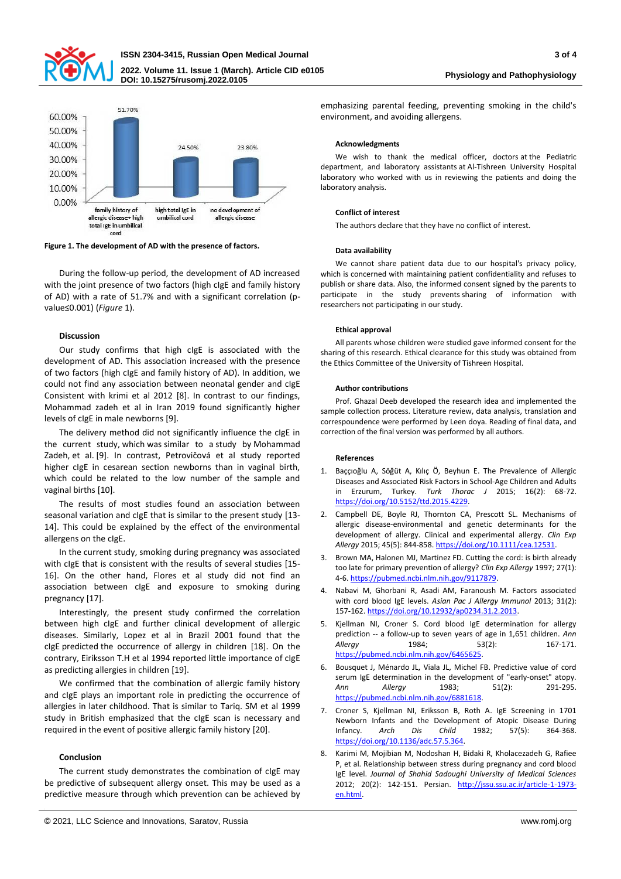Figure 1. The development of AD with the presence of factors.

During the follow-up period, the development of AD increased with the joint presence of two factors (high cIgE and family history of AD) with a rate of 51.7% and with a significant correlation (p-value≤0.001) (*Figure* 1).

### Discussion

Our study confirms that high cIgE is associated with the development of AD. This association increased with the presence of two factors (high cIgE and family history of AD). In addition, we could not find any association between neonatal gender and cIgE Consistent with krimi et al 2012 [8]. In contrast to our findings, Mohammad zadeh et al in Iran 2019 found significantly higher levels of cIgE in male newborns [9].

The delivery method did not significantly influence the cIgE in the current study, which was similar to a study by Mohammad Zadeh, et al. [9]. In contrast, Petrovičová et al study reported higher cIgE in cesarean section newborns than in vaginal birth, which could be related to the low number of the sample and vaginal births [10].

The results of most studies found an association between seasonal variation and cIgE that is similar to the present study [13-14]. This could be explained by the effect of the environmental allergens on the cIgE.

In the current study, smoking during pregnancy was associated with cIgE that is consistent with the results of several studies [15-16]. On the other hand, Flores et al study did not find an association between cIgE and exposure to smoking during pregnancy [17].

Interestingly, the present study confirmed the correlation between high cIgE and further clinical development of allergic diseases. Similarly, Lopez et al in Brazil 2001 found that the cIgE predicted the occurrence of allergy in children [18]. On the contrary, Eiriksson T.H et al 1994 reported little importance of cIgE as predicting allergies in children [19].

We confirmed that the combination of allergic family history and cIgE plays an important role in predicting the occurrence of allergies in later childhood. That is similar to Tariq. SM et al 1999 study in British emphasized that the cIgE scan is necessary and required in the event of positive allergic family history [20].

### Conclusion

The current study demonstrates the combination of cIgE may be predictive of subsequent allergy onset. This may be used as a predictive measure through which prevention can be achieved by emphasizing parental feeding, preventing smoking in the child's environment, and avoiding allergens.

### Acknowledgments

We wish to thank the medical officer, doctors at the Pediatric department, and laboratory assistants at Al-Tishreen University Hospital laboratory who worked with us in reviewing the patients and doing the laboratory analysis.

### Conflict of interest

The authors declare that they have no conflict of interest.

### Data availability

We cannot share patient data due to our hospital's privacy policy, which is concerned with maintaining patient confidentiality and refuses to publish or share data. Also, the informed consent signed by the parents to participate in the study prevents sharing of information with researchers not participating in our study.

### Ethical approval

All parents whose children were studied gave informed consent for the sharing of this research. Ethical clearance for this study was obtained from the Ethics Committee of the University of Tishreen Hospital.

### Author contributions

Prof. Ghazal Deeb developed the research idea and implemented the sample collection process. Literature review, data analysis, translation and correspondounce were performed by Leen doya. Reading of final data, and correction of the final version was performed by all authors.

### References

1. Baççıoğlu A, Söğüt A, Kılıç Ö, Beyhun E. The Prevalence of Allergic Diseases and Associated Risk Factors in School-Age Children and Adults in Erzurum, Turkey. *Turk Thorac J* 2015; 16(2): 68-72. https://doi.org/10.5152/ttd.2015.4229.
2. Campbell DE, Boyle RJ, Thornton CA, Prescott SL. Mechanisms of allergic disease-environmental and genetic determinants for the development of allergy. Clinical and experimental allergy. *Clin Exp Allergy* 2015; 45(5): 844-858. https://doi.org/10.1111/cea.12531.
3. Brown MA, Halonen MJ, Martinez FD. Cutting the cord: is birth already too late for primary prevention of allergy? *Clin Exp Allergy* 1997; 27(1): 4-6. https://pubmed.ncbi.nlm.nih.gov/9117879.
4. Nabavi M, Ghorbani R, Asadi AM, Faranoush M. Factors associated with cord blood IgE levels. *Asian Pac J Allergy Immunol* 2013; 31(2): 157-162. https://doi.org/10.12932/ap0234.31.2.2013.
5. Kjellman NI, Croner S. Cord blood IgE determination for allergy prediction -- a follow-up to seven years of age in 1,651 children. *Ann Allergy* 1984; 53(2): 167-171. https://pubmed.ncbi.nlm.nih.gov/6465625.
6. Bousquet J, Ménardo JL, Viala JL, Michel FB. Predictive value of cord serum IgE determination in the development of "early-onset" atopy. *Ann Allergy* 1983; 51(2): 291-295. https://pubmed.ncbi.nlm.nih.gov/6881618.
7. Croner S, Kjellman NI, Eriksson B, Roth A. IgE Screening in 1701 Newborn Infants and the Development of Atopic Disease During Infancy. *Arch Dis Child* 1982; 57(5): 364-368. https://doi.org/10.1136/adc.57.5.364.
8. Karimi M, Mojibian M, Nodoshan H, Bidaki R, Kholacezadeh G, Rafiee P, et al. Relationship between stress during pregnancy and cord blood IgE level. *Journal of Shahid Sadoughi University of Medical Sciences* 2012; 20(2): 142-151. Persian. http://jssu.ssu.ac.ir/article-1-1973-en.html.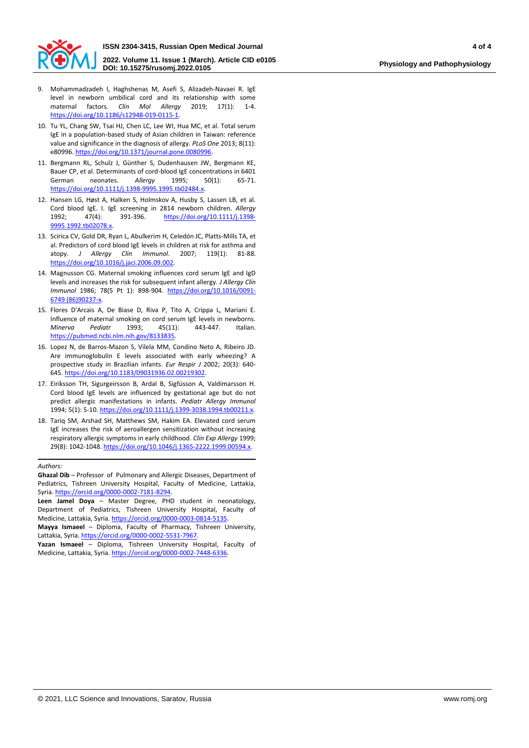9. Mohammadzadeh I, Haghshenas M, Asefi S, Alizadeh-Navaei R. IgE level in newborn umbilical cord and its relationship with some maternal factors. *Clin Mol Allergy* 2019; 17(1): 1-4. https://doi.org/10.1186/s12948-019-0115-1.
10. Tu YL, Chang SW, Tsai HJ, Chen LC, Lee WI, Hua MC, et al. Total serum IgE in a population-based study of Asian children in Taiwan: reference value and significance in the diagnosis of allergy. *PLoS One* 2013; 8(11): e80996. https://doi.org/10.1371/journal.pone.0080996.
11. Bergmann RL, Schulz J, Günther S, Dudenhausen JW, Bergmann KE, Bauer CP, et al. Determinants of cord-blood IgE concentrations in 6401 German neonates. *Allergy* 1995; 50(1): 65-71. https://doi.org/10.1111/j.1398-9995.1995.tb02484.x.
12. Hansen LG, Høst A, Halken S, Holmskov A, Husby S, Lassen LB, et al. Cord blood IgE. I. IgE screening in 2814 newborn children. *Allergy* 1992; 47(4): 391-396. https://doi.org/10.1111/j.1398-9995.1992.tb02078.x.
13. Scirica CV, Gold DR, Ryan L, Abulkerim H, Celedón JC, Platts-Mills TA, et al. Predictors of cord blood IgE levels in children at risk for asthma and atopy. *J Allergy Clin Immunol*. 2007; 119(1): 81-88. https://doi.org/10.1016/j.jaci.2006.09.002.
14. Magnusson CG. Maternal smoking influences cord serum IgE and IgD levels and increases the risk for subsequent infant allergy. *J Allergy Clin Immunol* 1986; 78(5 Pt 1): 898-904. https://doi.org/10.1016/0091-6749 (86)90237-x.
15. Flores D'Arcais A, De Biase D, Riva P, Tito A, Crippa L, Mariani E. Influence of maternal smoking on cord serum IgE levels in newborns. *Minerva Pediatr* 1993; 45(11): 443-447. Italian. https://pubmed.ncbi.nlm.nih.gov/8133835.
16. Lopez N, de Barros-Mazon S, Vilela MM, Condino Neto A, Ribeiro JD. Are immunoglobulin E levels associated with early wheezing? A prospective study in Brazilian infants. *Eur Respir J* 2002; 20(3): 640-645. https://doi.org/10.1183/09031936.02.00219302.
17. Eiríksson TH, Sigurgeirsson B, Ardal B, Sigfússon A, Valdimarsson H. Cord blood IgE levels are influenced by gestational age but do not predict allergic manifestations in infants. *Pediatr Allergy Immunol* 1994; 5(1): 5-10. https://doi.org/10.1111/j.1399-3038.1994.tb00211.x.
18. Tariq SM, Arshad SH, Matthews SM, Hakim EA. Elevated cord serum IgE increases the risk of aeroallergen sensitization without increasing respiratory allergic symptoms in early childhood. *Clin Exp Allergy* 1999; 29(8): 1042-1048. https://doi.org/10.1046/j.1365-2222.1999.00594.x.

---

*Authors:*

**Ghazal Dib** – Professor of Pulmonary and Allergic Diseases, Department of Pediatrics, Tishreen University Hospital, Faculty of Medicine, Lattakia, Syria. https://orcid.org/0000-0002-7181-8294.

**Leen Jamel Doya** – Master Degree, PHD student in neonatology, Department of Pediatrics, Tishreen University Hospital, Faculty of Medicine, Lattakia, Syria. https://orcid.org/0000-0003-0814-5135.

**Mayya Ismaeel** – Diploma, Faculty of Pharmacy, Tishreen University, Lattakia, Syria. https://orcid.org/0000-0002-5531-7967.

**Yazan Ismaeel** – Diploma, Tishreen University Hospital, Faculty of Medicine, Lattakia, Syria. https://orcid.org/0000-0002-7448-6336.